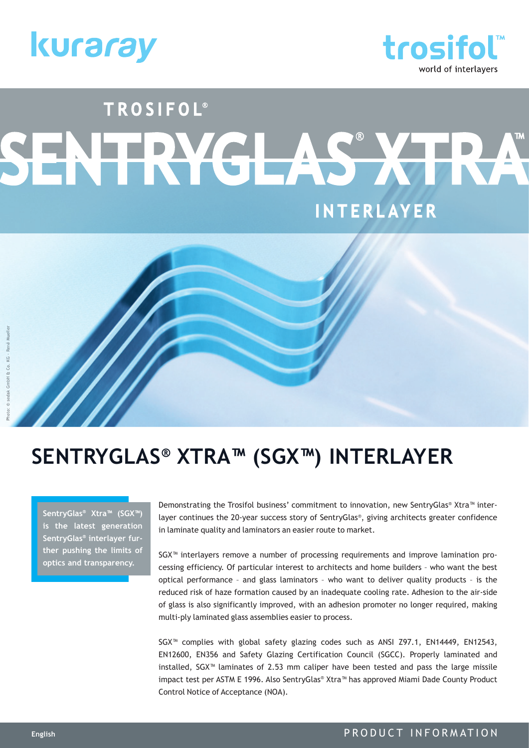kuraray

trosifol™
world of interlayers

TROSIFOL®

# SENTRYGLAS® XTRA™ INTERLAYER

Photo: © sedak GmbH & Co. KG · René Mueller

## SENTRYGLAS® XTRA™ (SGX™) INTERLAYER

**SentryGlas® Xtra™ (SGX™) is the latest generation SentryGlas® interlayer further pushing the limits of optics and transparency.**

Demonstrating the Trosifol business' commitment to innovation, new SentryGlas® Xtra™ interlayer continues the 20-year success story of SentryGlas®, giving architects greater confidence in laminate quality and laminators an easier route to market.

SGX™ interlayers remove a number of processing requirements and improve lamination processing efficiency. Of particular interest to architects and home builders – who want the best optical performance – and glass laminators – who want to deliver quality products – is the reduced risk of haze formation caused by an inadequate cooling rate. Adhesion to the air-side of glass is also significantly improved, with an adhesion promoter no longer required, making multi-ply laminated glass assemblies easier to process.

SGX™ complies with global safety glazing codes such as ANSI Z97.1, EN14449, EN12543, EN12600, EN356 and Safety Glazing Certification Council (SGCC). Properly laminated and installed, SGX™ laminates of 2.53 mm caliper have been tested and pass the large missile impact test per ASTM E 1996. Also SentryGlas® Xtra™ has approved Miami Dade County Product Control Notice of Acceptance (NOA).

English

PRODUCT INFORMATION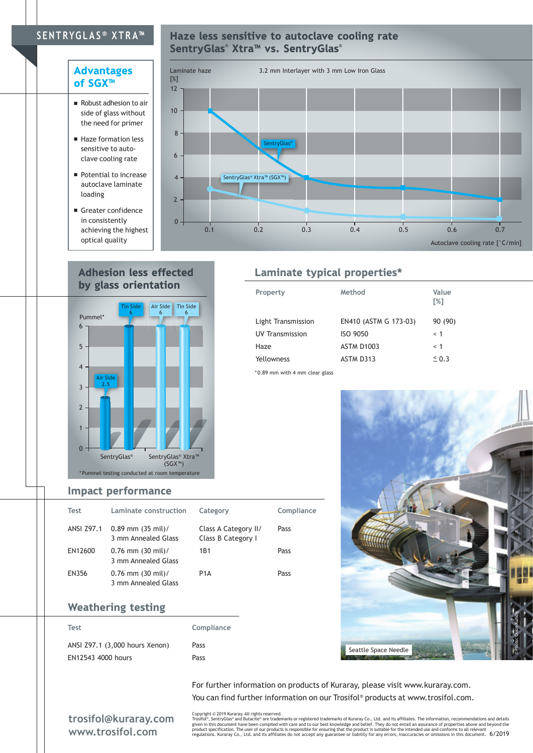SENTRYGLAS® XTRA™

## Advantages of SGX™

- Robust adhesion to air side of glass without the need for primer
- Haze formation less sensitive to autoclave cooling rate
- Potential to increase autoclave laminate loading
- Greater confidence in consistently achieving the highest optical quality

## Haze less sensitive to autoclave cooling rate SentryGlas® Xtra™ vs. SentryGlas®

Laminate haze [%]

3.2 mm Interlayer with 3 mm Low Iron Glass

12
10
8
6
4
2
0

SentryGlas®

SentryGlas® Xtra™ (SGX™)

0.1 0.2 0.3 0.4 0.5 0.6 0.7

Autoclave cooling rate [°C/min]

## Adhesion less effected by glass orientation

Pummel*

6
5
4
3
2
1
0

Air Side 2.5

Tin Side 6

Air Side 6

Tin Side 6

SentryGlas®

SentryGlas® Xtra™ (SGX™)

*Pummel testing conducted at room temperature

## Laminate typical properties*

| Property | Method | Value [%] |
|---|---|---|
| Light Transmission | EN410 (ASTM G 173-03) | 90 (90) |
| UV Transmission | ISO 9050 | < 1 |
| Haze | ASTM D1003 | < 1 |
| Yellowness | ASTM D313 | ≤ 0.3 |

*0.89 mm with 4 mm clear glass

## Impact performance

| Test | Laminate construction | Category | Compliance |
|---|---|---|---|
| ANSI Z97.1 | 0.89 mm (35 mil)/ 3 mm Annealed Glass | Class A Category II/ Class B Category I | Pass |
| EN12600 | 0.76 mm (30 mil)/ 3 mm Annealed Glass | 1B1 | Pass |
| EN356 | 0.76 mm (30 mil)/ 3 mm Annealed Glass | P1A | Pass |

## Weathering testing

| Test | Compliance |
|---|---|
| ANSI Z97.1 (3,000 hours Xenon) | Pass |
| EN12543 4000 hours | Pass |

Seattle Space Needle

© Photo: Olson Kundig

For further information on products of Kuraray, please visit www.kuraray.com.
You can find further information on our Trosifol® products at www.trosifol.com.

trosifol@kuraray.com
www.trosifol.com

Copyright © 2019 Kuraray. All rights reserved.
Trosifol®, SentryGlas® and Butacite® are trademarks or registered trademarks of Kuraray Co., Ltd. and its affiliates. The information, recommendations and details given in this document have been compiled with care and to our best knowledge and belief. They do not entail an assurance of properties above and beyond the product specification. The user of our products is responsible for ensuring that the product is suitable for the intended use and conforms to all relevant regulations. Kuraray Co., Ltd. and its affiliates do not accept any guarantee or liability for any errors, inaccuracies or omissions in this document. 6/2019